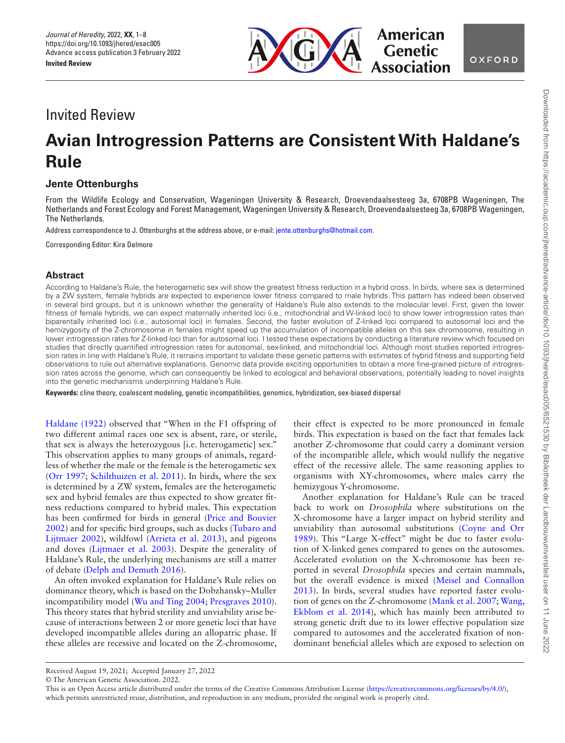Invited Review

# Avian Introgression Patterns are Consistent With Haldane's Rule

## Jente Ottenburghs

From the Wildlife Ecology and Conservation, Wageningen University & Research, Droevendaalsesteeg 3a, 6708PB Wageningen, The Netherlands and Forest Ecology and Forest Management, Wageningen University & Research, Droevendaalsesteeg 3a, 6708PB Wageningen, The Netherlands.

Address correspondence to J. Ottenburghs at the address above, or e-mail: jente.ottenburghs@hotmail.com.

Corresponding Editor: Kira Delmore

## Abstract

According to Haldane's Rule, the heterogametic sex will show the greatest fitness reduction in a hybrid cross. In birds, where sex is determined by a ZW system, female hybrids are expected to experience lower fitness compared to male hybrids. This pattern has indeed been observed in several bird groups, but it is unknown whether the generality of Haldane's Rule also extends to the molecular level. First, given the lower fitness of female hybrids, we can expect maternally inherited loci (i.e., mitochondrial and W-linked loci) to show lower introgression rates than biparentally inherited loci (i.e., autosomal loci) in females. Second, the faster evolution of Z-linked loci compared to autosomal loci and the hemizygosity of the Z-chromosome in females might speed up the accumulation of incompatible alleles on this sex chromosome, resulting in lower introgression rates for Z-linked loci than for autosomal loci. I tested these expectations by conducting a literature review which focused on studies that directly quantified introgression rates for autosomal, sex-linked, and mitochondrial loci. Although most studies reported introgression rates in line with Haldane's Rule, it remains important to validate these genetic patterns with estimates of hybrid fitness and supporting field observations to rule out alternative explanations. Genomic data provide exciting opportunities to obtain a more fine-grained picture of introgression rates across the genome, which can consequently be linked to ecological and behavioral observations, potentially leading to novel insights into the genetic mechanisms underpinning Haldane's Rule.

**Keywords:** cline theory, coalescent modeling, genetic incompatibilities, genomics, hybridization, sex-biased dispersal

Haldane (1922) observed that "When in the F1 offspring of two different animal races one sex is absent, rare, or sterile, that sex is always the heterozygous [i.e. heterogametic] sex." This observation applies to many groups of animals, regardless of whether the male or the female is the heterogametic sex (Orr 1997; Schilthuizen et al. 2011). In birds, where the sex is determined by a ZW system, females are the heterogametic sex and hybrid females are thus expected to show greater fitness reductions compared to hybrid males. This expectation has been confirmed for birds in general (Price and Bouvier 2002) and for specific bird groups, such as ducks (Tubaro and Lijtmaer 2002), wildfowl (Arrieta et al. 2013), and pigeons and doves (Lijtmaer et al. 2003). Despite the generality of Haldane's Rule, the underlying mechanisms are still a matter of debate (Delph and Demuth 2016).

An often invoked explanation for Haldane's Rule relies on dominance theory, which is based on the Dobzhansky–Muller incompatibility model (Wu and Ting 2004; Presgraves 2010). This theory states that hybrid sterility and unviability arise because of interactions between 2 or more genetic loci that have developed incompatible alleles during an allopatric phase. If these alleles are recessive and located on the Z-chromosome, their effect is expected to be more pronounced in female birds. This expectation is based on the fact that females lack another Z-chromosome that could carry a dominant version of the incompatible allele, which would nullify the negative effect of the recessive allele. The same reasoning applies to organisms with XY-chromosomes, where males carry the hemizygous Y-chromosome.

Another explanation for Haldane's Rule can be traced back to work on *Drosophila* where substitutions on the X-chromosome have a larger impact on hybrid sterility and unviability than autosomal substitutions (Coyne and Orr 1989). This "Large X-effect" might be due to faster evolution of X-linked genes compared to genes on the autosomes. Accelerated evolution on the X-chromosome has been reported in several *Drosophila* species and certain mammals, but the overall evidence is mixed (Meisel and Connallon 2013). In birds, several studies have reported faster evolution of genes on the Z-chromosome (Mank et al. 2007; Wang, Ekblom et al. 2014), which has mainly been attributed to strong genetic drift due to its lower effective population size compared to autosomes and the accelerated fixation of non-dominant beneficial alleles which are exposed to selection on

Received August 19, 2021; Accepted January 27, 2022

© The American Genetic Association. 2022.

This is an Open Access article distributed under the terms of the Creative Commons Attribution License (https://creativecommons.org/licenses/by/4.0/), which permits unrestricted reuse, distribution, and reproduction in any medium, provided the original work is properly cited.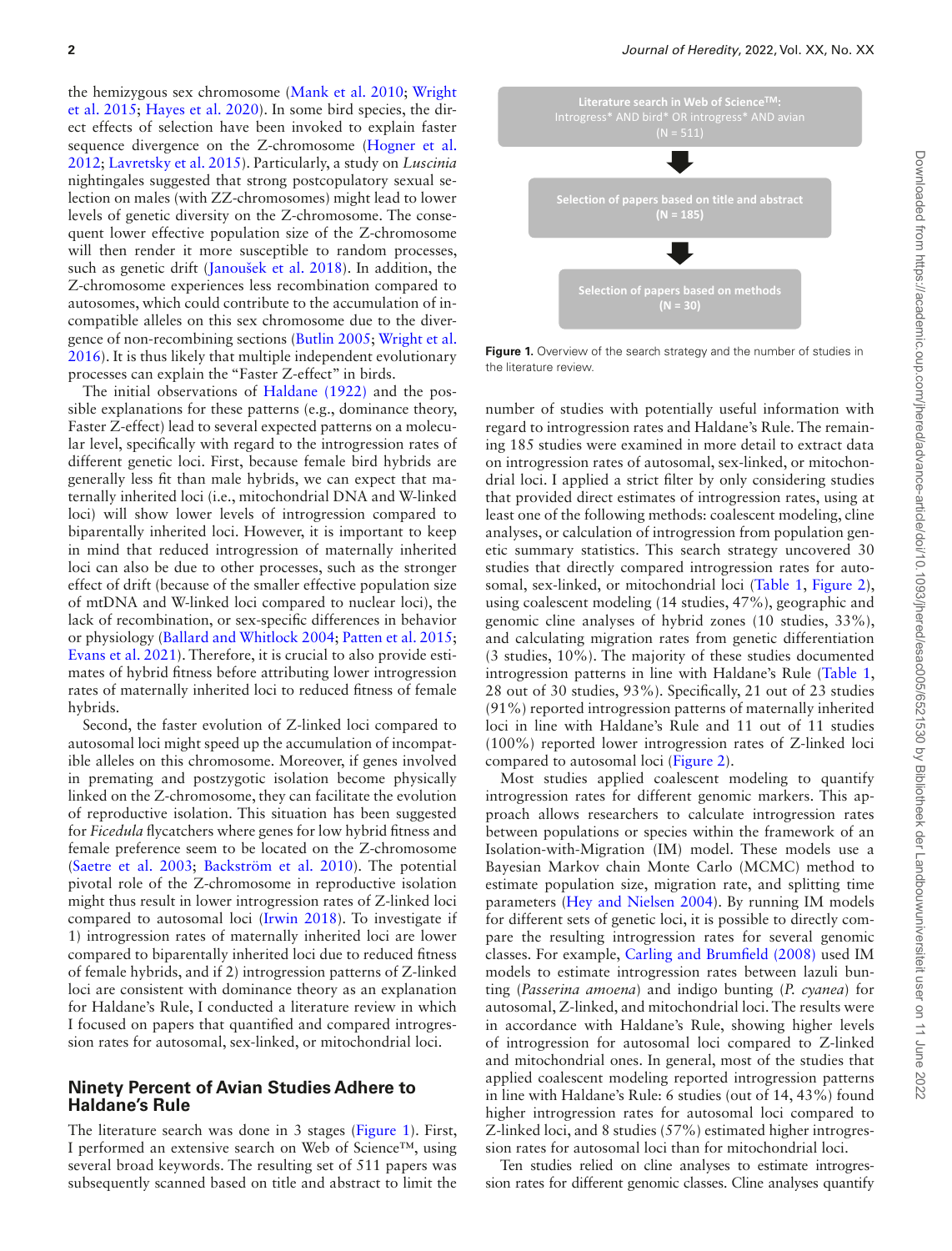the hemizygous sex chromosome (Mank et al. 2010; Wright et al. 2015; Hayes et al. 2020). In some bird species, the direct effects of selection have been invoked to explain faster sequence divergence on the Z-chromosome (Hogner et al. 2012; Lavretsky et al. 2015). Particularly, a study on *Luscinia* nightingales suggested that strong postcopulatory sexual selection on males (with ZZ-chromosomes) might lead to lower levels of genetic diversity on the Z-chromosome. The consequent lower effective population size of the Z-chromosome will then render it more susceptible to random processes, such as genetic drift (Janoušek et al. 2018). In addition, the Z-chromosome experiences less recombination compared to autosomes, which could contribute to the accumulation of incompatible alleles on this sex chromosome due to the divergence of non-recombining sections (Butlin 2005; Wright et al. 2016). It is thus likely that multiple independent evolutionary processes can explain the "Faster Z-effect" in birds.

The initial observations of Haldane (1922) and the possible explanations for these patterns (e.g., dominance theory, Faster Z-effect) lead to several expected patterns on a molecular level, specifically with regard to the introgression rates of different genetic loci. First, because female bird hybrids are generally less fit than male hybrids, we can expect that maternally inherited loci (i.e., mitochondrial DNA and W-linked loci) will show lower levels of introgression compared to biparentally inherited loci. However, it is important to keep in mind that reduced introgression of maternally inherited loci can also be due to other processes, such as the stronger effect of drift (because of the smaller effective population size of mtDNA and W-linked loci compared to nuclear loci), the lack of recombination, or sex-specific differences in behavior or physiology (Ballard and Whitlock 2004; Patten et al. 2015; Evans et al. 2021). Therefore, it is crucial to also provide estimates of hybrid fitness before attributing lower introgression rates of maternally inherited loci to reduced fitness of female hybrids.

Second, the faster evolution of Z-linked loci compared to autosomal loci might speed up the accumulation of incompatible alleles on this chromosome. Moreover, if genes involved in premating and postzygotic isolation become physically linked on the Z-chromosome, they can facilitate the evolution of reproductive isolation. This situation has been suggested for *Ficedula* flycatchers where genes for low hybrid fitness and female preference seem to be located on the Z-chromosome (Saetre et al. 2003; Backström et al. 2010). The potential pivotal role of the Z-chromosome in reproductive isolation might thus result in lower introgression rates of Z-linked loci compared to autosomal loci (Irwin 2018). To investigate if 1) introgression rates of maternally inherited loci are lower compared to biparentally inherited loci due to reduced fitness of female hybrids, and if 2) introgression patterns of Z-linked loci are consistent with dominance theory as an explanation for Haldane's Rule, I conducted a literature review in which I focused on papers that quantified and compared introgression rates for autosomal, sex-linked, or mitochondrial loci.

## Ninety Percent of Avian Studies Adhere to Haldane's Rule

The literature search was done in 3 stages (Figure 1). First, I performed an extensive search on Web of Science™, using several broad keywords. The resulting set of 511 papers was subsequently scanned based on title and abstract to limit the number of studies with potentially useful information with regard to introgression rates and Haldane's Rule. The remaining 185 studies were examined in more detail to extract data on introgression rates of autosomal, sex-linked, or mitochondrial loci. I applied a strict filter by only considering studies that provided direct estimates of introgression rates, using at least one of the following methods: coalescent modeling, cline analyses, or calculation of introgression from population genetic summary statistics. This search strategy uncovered 30 studies that directly compared introgression rates for autosomal, sex-linked, or mitochondrial loci (Table 1, Figure 2), using coalescent modeling (14 studies, 47%), geographic and genomic cline analyses of hybrid zones (10 studies, 33%), and calculating migration rates from genetic differentiation (3 studies, 10%). The majority of these studies documented introgression patterns in line with Haldane's Rule (Table 1, 28 out of 30 studies, 93%). Specifically, 21 out of 23 studies (91%) reported introgression patterns of maternally inherited loci in line with Haldane's Rule and 11 out of 11 studies (100%) reported lower introgression rates of Z-linked loci compared to autosomal loci (Figure 2).

Literature search in Web of Science™: Introgress* AND bird* OR introgress* AND avian (N = 511)

Selection of papers based on title and abstract (N = 185)

Selection of papers based on methods (N = 30)

**Figure 1.** Overview of the search strategy and the number of studies in the literature review.

Most studies applied coalescent modeling to quantify introgression rates for different genomic markers. This approach allows researchers to calculate introgression rates between populations or species within the framework of an Isolation-with-Migration (IM) model. These models use a Bayesian Markov chain Monte Carlo (MCMC) method to estimate population size, migration rate, and splitting time parameters (Hey and Nielsen 2004). By running IM models for different sets of genetic loci, it is possible to directly compare the resulting introgression rates for several genomic classes. For example, Carling and Brumfield (2008) used IM models to estimate introgression rates between lazuli bunting (*Passerina amoena*) and indigo bunting (*P. cyanea*) for autosomal, Z-linked, and mitochondrial loci. The results were in accordance with Haldane's Rule, showing higher levels of introgression for autosomal loci compared to Z-linked and mitochondrial ones. In general, most of the studies that applied coalescent modeling reported introgression patterns in line with Haldane's Rule: 6 studies (out of 14, 43%) found higher introgression rates for autosomal loci compared to Z-linked loci, and 8 studies (57%) estimated higher introgression rates for autosomal loci than for mitochondrial loci.

Ten studies relied on cline analyses to estimate introgression rates for different genomic classes. Cline analyses quantify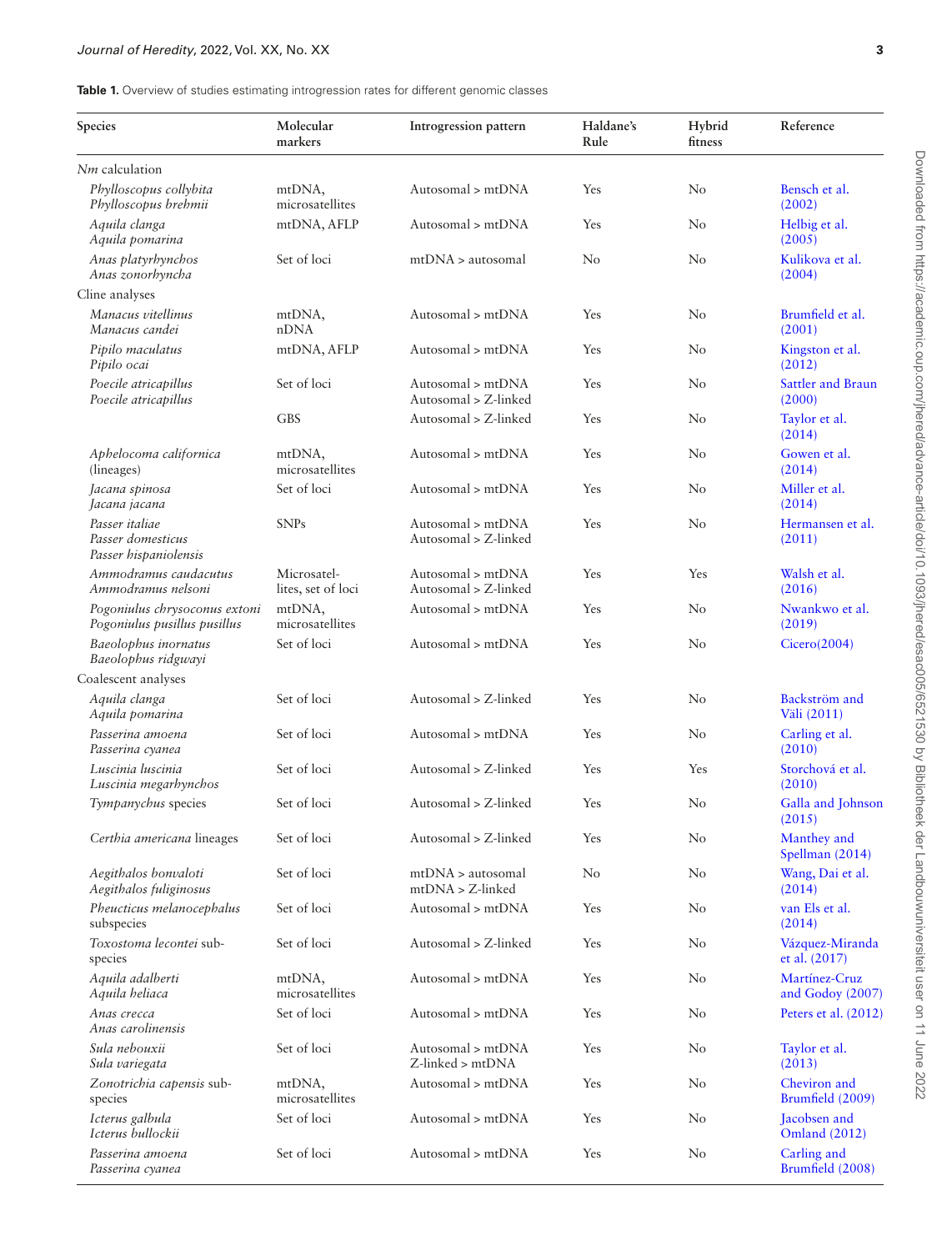**Table 1.** Overview of studies estimating introgression rates for different genomic classes

| Species | Molecular markers | Introgression pattern | Haldane's Rule | Hybrid fitness | Reference |
|---|---|---|---|---|---|
| *Nm* calculation | | | | | |
| *Phylloscopus collybita* *Phylloscopus brehmii* | mtDNA, microsatellites | Autosomal > mtDNA | Yes | No | Bensch et al. (2002) |
| *Aquila clanga* *Aquila pomarina* | mtDNA, AFLP | Autosomal > mtDNA | Yes | No | Helbig et al. (2005) |
| *Anas platyrhynchos* *Anas zonorhyncha* | Set of loci | mtDNA > autosomal | No | No | Kulikova et al. (2004) |
| Cline analyses | | | | | |
| *Manacus vitellinus* *Manacus candei* | mtDNA, nDNA | Autosomal > mtDNA | Yes | No | Brumfield et al. (2001) |
| *Pipilo maculatus* *Pipilo ocai* | mtDNA, AFLP | Autosomal > mtDNA | Yes | No | Kingston et al. (2012) |
| *Poecile atricapillus* *Poecile atricapillus* | Set of loci | Autosomal > mtDNA Autosomal > Z-linked | Yes | No | Sattler and Braun (2000) |
| | GBS | Autosomal > Z-linked | Yes | No | Taylor et al. (2014) |
| *Aphelocoma californica* (lineages) | mtDNA, microsatellites | Autosomal > mtDNA | Yes | No | Gowen et al. (2014) |
| *Jacana spinosa* *Jacana jacana* | Set of loci | Autosomal > mtDNA | Yes | No | Miller et al. (2014) |
| *Passer italiae* *Passer domesticus* *Passer hispaniolensis* | SNPs | Autosomal > mtDNA Autosomal > Z-linked | Yes | No | Hermansen et al. (2011) |
| *Ammodramus caudacutus* *Ammodramus nelsoni* | Microsatellites, set of loci | Autosomal > mtDNA Autosomal > Z-linked | Yes | Yes | Walsh et al. (2016) |
| *Pogoniulus chrysoconus extoni* *Pogoniulus pusillus pusillus* | mtDNA, microsatellites | Autosomal > mtDNA | Yes | No | Nwankwo et al. (2019) |
| *Baeolophus inornatus* *Baeolophus ridgwayi* | Set of loci | Autosomal > mtDNA | Yes | No | Cicero(2004) |
| Coalescent analyses | | | | | |
| *Aquila clanga* *Aquila pomarina* | Set of loci | Autosomal > Z-linked | Yes | No | Backström and Väli (2011) |
| *Passerina amoena* *Passerina cyanea* | Set of loci | Autosomal > mtDNA | Yes | No | Carling et al. (2010) |
| *Luscinia luscinia* *Luscinia megarhynchos* | Set of loci | Autosomal > Z-linked | Yes | Yes | Storchová et al. (2010) |
| *Tympanychus* species | Set of loci | Autosomal > Z-linked | Yes | No | Galla and Johnson (2015) |
| *Certhia americana* lineages | Set of loci | Autosomal > Z-linked | Yes | No | Manthey and Spellman (2014) |
| *Aegithalos bonvaloti* *Aegithalos fuliginosus* | Set of loci | mtDNA > autosomal mtDNA > Z-linked | No | No | Wang, Dai et al. (2014) |
| *Pheucticus melanocephalus* subspecies | Set of loci | Autosomal > mtDNA | Yes | No | van Els et al. (2014) |
| *Toxostoma lecontei* subspecies | Set of loci | Autosomal > Z-linked | Yes | No | Vázquez-Miranda et al. (2017) |
| *Aquila adalberti* *Aquila heliaca* | mtDNA, microsatellites | Autosomal > mtDNA | Yes | No | Martínez-Cruz and Godoy (2007) |
| *Anas crecca* *Anas carolinensis* | Set of loci | Autosomal > mtDNA | Yes | No | Peters et al. (2012) |
| *Sula nebouxii* *Sula variegata* | Set of loci | Autosomal > mtDNA Z-linked > mtDNA | Yes | No | Taylor et al. (2013) |
| *Zonotrichia capensis* subspecies | mtDNA, microsatellites | Autosomal > mtDNA | Yes | No | Cheviron and Brumfield (2009) |
| *Icterus galbula* *Icterus bullockii* | Set of loci | Autosomal > mtDNA | Yes | No | Jacobsen and Omland (2012) |
| *Passerina amoena* *Passerina cyanea* | Set of loci | Autosomal > mtDNA | Yes | No | Carling and Brumfield (2008) |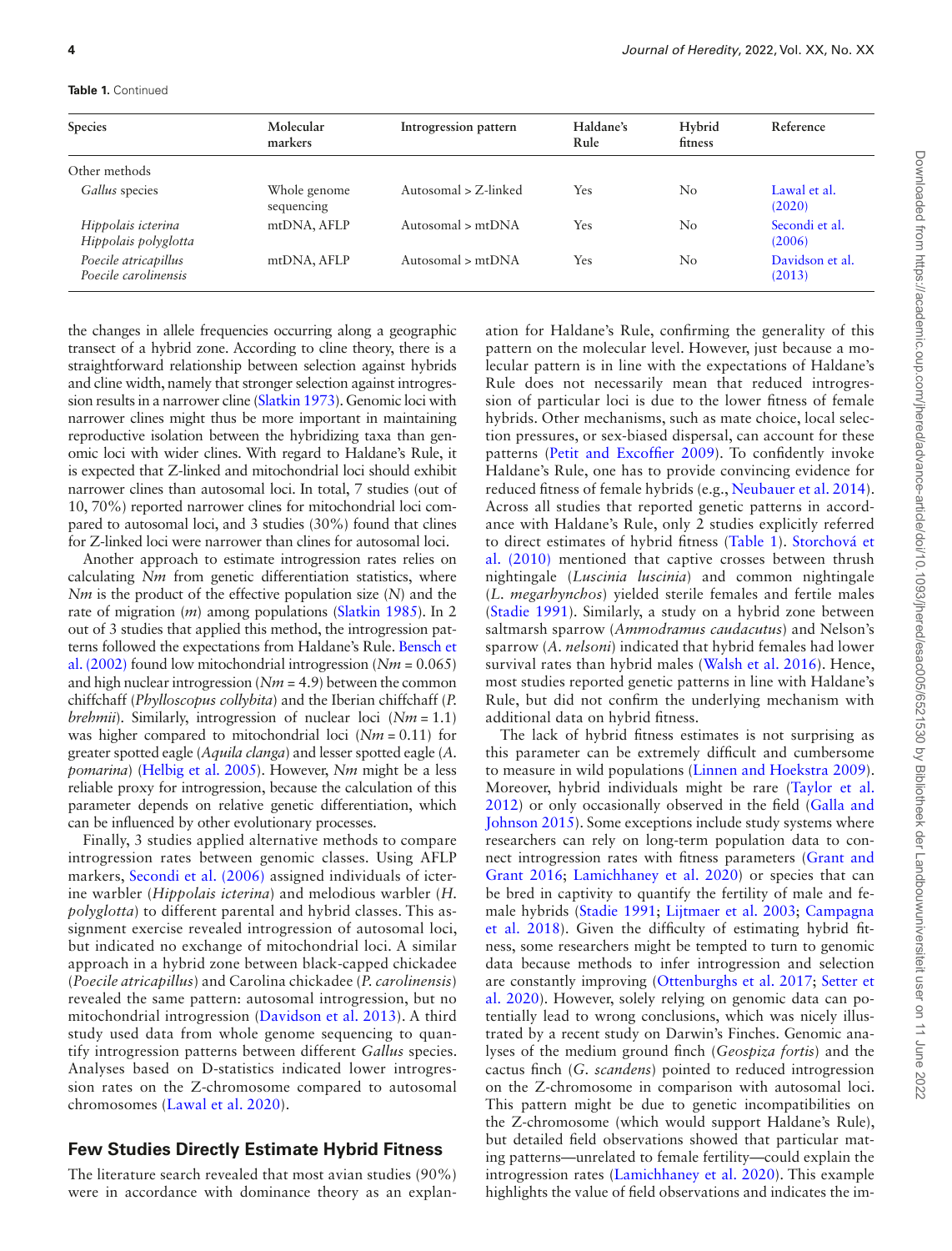**Table 1.** Continued

| Species | Molecular markers | Introgression pattern | Haldane's Rule | Hybrid fitness | Reference |
|---|---|---|---|---|---|
| Other methods | | | | | |
| *Gallus* species | Whole genome sequencing | Autosomal > Z-linked | Yes | No | Lawal et al. (2020) |
| *Hippolais icterina* *Hippolais polyglotta* | mtDNA, AFLP | Autosomal > mtDNA | Yes | No | Secondi et al. (2006) |
| *Poecile atricapillus* *Poecile carolinensis* | mtDNA, AFLP | Autosomal > mtDNA | Yes | No | Davidson et al. (2013) |

the changes in allele frequencies occurring along a geographic transect of a hybrid zone. According to cline theory, there is a straightforward relationship between selection against hybrids and cline width, namely that stronger selection against introgression results in a narrower cline (Slatkin 1973). Genomic loci with narrower clines might thus be more important in maintaining reproductive isolation between the hybridizing taxa than genomic loci with wider clines. With regard to Haldane's Rule, it is expected that Z-linked and mitochondrial loci should exhibit narrower clines than autosomal loci. In total, 7 studies (out of 10, 70%) reported narrower clines for mitochondrial loci compared to autosomal loci, and 3 studies (30%) found that clines for Z-linked loci were narrower than clines for autosomal loci.

Another approach to estimate introgression rates relies on calculating $Nm$ from genetic differentiation statistics, where $Nm$ is the product of the effective population size ($N$) and the rate of migration ($m$) among populations (Slatkin 1985). In 2 out of 3 studies that applied this method, the introgression patterns followed the expectations from Haldane's Rule. Bensch et al. (2002) found low mitochondrial introgression ($Nm = 0.065$) and high nuclear introgression ($Nm = 4.9$) between the common chiffchaff (*Phylloscopus collybita*) and the Iberian chiffchaff (*P. brehmii*). Similarly, introgression of nuclear loci ($Nm = 1.1$) was higher compared to mitochondrial loci ($Nm = 0.11$) for greater spotted eagle (*Aquila clanga*) and lesser spotted eagle (*A. pomarina*) (Helbig et al. 2005). However, $Nm$ might be a less reliable proxy for introgression, because the calculation of this parameter depends on relative genetic differentiation, which can be influenced by other evolutionary processes.

Finally, 3 studies applied alternative methods to compare introgression rates between genomic classes. Using AFLP markers, Secondi et al. (2006) assigned individuals of icterine warbler (*Hippolais icterina*) and melodious warbler (*H. polyglotta*) to different parental and hybrid classes. This assignment exercise revealed introgression of autosomal loci, but indicated no exchange of mitochondrial loci. A similar approach in a hybrid zone between black-capped chickadee (*Poecile atricapillus*) and Carolina chickadee (*P. carolinensis*) revealed the same pattern: autosomal introgression, but no mitochondrial introgression (Davidson et al. 2013). A third study used data from whole genome sequencing to quantify introgression patterns between different *Gallus* species. Analyses based on D-statistics indicated lower introgression rates on the Z-chromosome compared to autosomal chromosomes (Lawal et al. 2020).

## Few Studies Directly Estimate Hybrid Fitness

The literature search revealed that most avian studies (90%) were in accordance with dominance theory as an explanation for Haldane's Rule, confirming the generality of this pattern on the molecular level. However, just because a molecular pattern is in line with the expectations of Haldane's Rule does not necessarily mean that reduced introgression of particular loci is due to the lower fitness of female hybrids. Other mechanisms, such as mate choice, local selection pressures, or sex-biased dispersal, can account for these patterns (Petit and Excoffier 2009). To confidently invoke Haldane's Rule, one has to provide convincing evidence for reduced fitness of female hybrids (e.g., Neubauer et al. 2014). Across all studies that reported genetic patterns in accordance with Haldane's Rule, only 2 studies explicitly referred to direct estimates of hybrid fitness (Table 1). Storchová et al. (2010) mentioned that captive crosses between thrush nightingale (*Luscinia luscinia*) and common nightingale (*L. megarhynchos*) yielded sterile females and fertile males (Stadie 1991). Similarly, a study on a hybrid zone between saltmarsh sparrow (*Ammodramus caudacutus*) and Nelson's sparrow (*A. nelsoni*) indicated that hybrid females had lower survival rates than hybrid males (Walsh et al. 2016). Hence, most studies reported genetic patterns in line with Haldane's Rule, but did not confirm the underlying mechanism with additional data on hybrid fitness.

The lack of hybrid fitness estimates is not surprising as this parameter can be extremely difficult and cumbersome to measure in wild populations (Linnen and Hoekstra 2009). Moreover, hybrid individuals might be rare (Taylor et al. 2012) or only occasionally observed in the field (Galla and Johnson 2015). Some exceptions include study systems where researchers can rely on long-term population data to connect introgression rates with fitness parameters (Grant and Grant 2016; Lamichhaney et al. 2020) or species that can be bred in captivity to quantify the fertility of male and female hybrids (Stadie 1991; Lijtmaer et al. 2003; Campagna et al. 2018). Given the difficulty of estimating hybrid fitness, some researchers might be tempted to turn to genomic data because methods to infer introgression and selection are constantly improving (Ottenburghs et al. 2017; Setter et al. 2020). However, solely relying on genomic data can potentially lead to wrong conclusions, which was nicely illustrated by a recent study on Darwin's Finches. Genomic analyses of the medium ground finch (*Geospiza fortis*) and the cactus finch (*G. scandens*) pointed to reduced introgression on the Z-chromosome in comparison with autosomal loci. This pattern might be due to genetic incompatibilities on the Z-chromosome (which would support Haldane's Rule), but detailed field observations showed that particular mating patterns—unrelated to female fertility—could explain the introgression rates (Lamichhaney et al. 2020). This example highlights the value of field observations and indicates the im-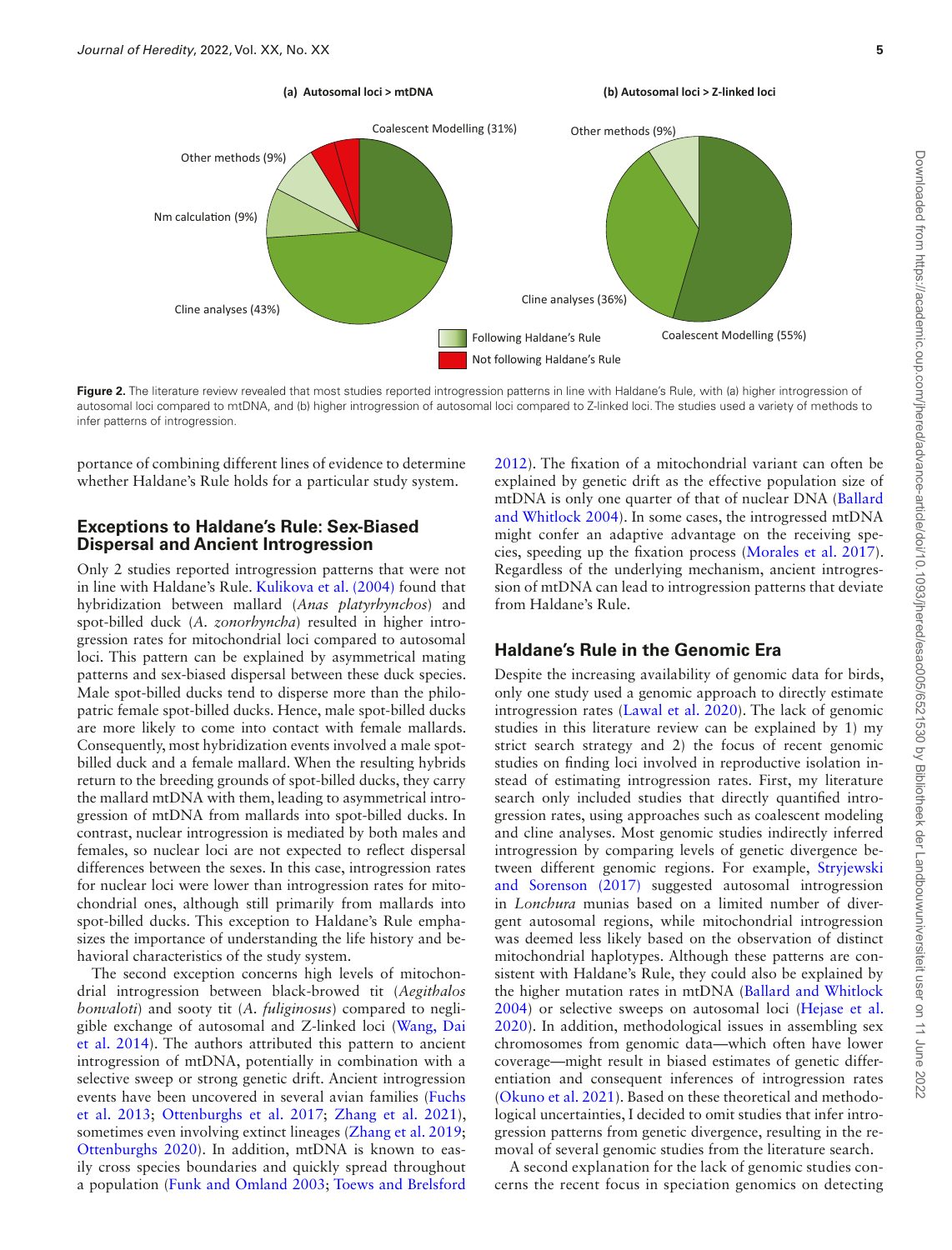**Figure 2.** The literature review revealed that most studies reported introgression patterns in line with Haldane's Rule, with (a) higher introgression of autosomal loci compared to mtDNA, and (b) higher introgression of autosomal loci compared to Z-linked loci. The studies used a variety of methods to infer patterns of introgression.

portance of combining different lines of evidence to determine whether Haldane's Rule holds for a particular study system.

## Exceptions to Haldane's Rule: Sex-Biased Dispersal and Ancient Introgression

Only 2 studies reported introgression patterns that were not in line with Haldane's Rule. Kulikova et al. (2004) found that hybridization between mallard (*Anas platyrhynchos*) and spot-billed duck (*A. zonorhyncha*) resulted in higher introgression rates for mitochondrial loci compared to autosomal loci. This pattern can be explained by asymmetrical mating patterns and sex-biased dispersal between these duck species. Male spot-billed ducks tend to disperse more than the philopatric female spot-billed ducks. Hence, male spot-billed ducks are more likely to come into contact with female mallards. Consequently, most hybridization events involved a male spot-billed duck and a female mallard. When the resulting hybrids return to the breeding grounds of spot-billed ducks, they carry the mallard mtDNA with them, leading to asymmetrical introgression of mtDNA from mallards into spot-billed ducks. In contrast, nuclear introgression is mediated by both males and females, so nuclear loci are not expected to reflect dispersal differences between the sexes. In this case, introgression rates for nuclear loci were lower than introgression rates for mitochondrial ones, although still primarily from mallards into spot-billed ducks. This exception to Haldane's Rule emphasizes the importance of understanding the life history and behavioral characteristics of the study system.

The second exception concerns high levels of mitochondrial introgression between black-browed tit (*Aegithalos bonvaloti*) and sooty tit (*A. fuliginosus*) compared to negligible exchange of autosomal and Z-linked loci (Wang, Dai et al. 2014). The authors attributed this pattern to ancient introgression of mtDNA, potentially in combination with a selective sweep or strong genetic drift. Ancient introgression events have been uncovered in several avian families (Fuchs et al. 2013; Ottenburghs et al. 2017; Zhang et al. 2021), sometimes even involving extinct lineages (Zhang et al. 2019; Ottenburghs 2020). In addition, mtDNA is known to easily cross species boundaries and quickly spread throughout a population (Funk and Omland 2003; Toews and Brelsford 2012). The fixation of a mitochondrial variant can often be explained by genetic drift as the effective population size of mtDNA is only one quarter of that of nuclear DNA (Ballard and Whitlock 2004). In some cases, the introgressed mtDNA might confer an adaptive advantage on the receiving species, speeding up the fixation process (Morales et al. 2017). Regardless of the underlying mechanism, ancient introgression of mtDNA can lead to introgression patterns that deviate from Haldane's Rule.

## Haldane's Rule in the Genomic Era

Despite the increasing availability of genomic data for birds, only one study used a genomic approach to directly estimate introgression rates (Lawal et al. 2020). The lack of genomic studies in this literature review can be explained by 1) my strict search strategy and 2) the focus of recent genomic studies on finding loci involved in reproductive isolation instead of estimating introgression rates. First, my literature search only included studies that directly quantified introgression rates, using approaches such as coalescent modeling and cline analyses. Most genomic studies indirectly inferred introgression by comparing levels of genetic divergence between different genomic regions. For example, Stryjewski and Sorenson (2017) suggested autosomal introgression in *Lonchura* munias based on a limited number of divergent autosomal regions, while mitochondrial introgression was deemed less likely based on the observation of distinct mitochondrial haplotypes. Although these patterns are consistent with Haldane's Rule, they could also be explained by the higher mutation rates in mtDNA (Ballard and Whitlock 2004) or selective sweeps on autosomal loci (Hejase et al. 2020). In addition, methodological issues in assembling sex chromosomes from genomic data—which often have lower coverage—might result in biased estimates of genetic differentiation and consequent inferences of introgression rates (Okuno et al. 2021). Based on these theoretical and methodological uncertainties, I decided to omit studies that infer introgression patterns from genetic divergence, resulting in the removal of several genomic studies from the literature search.

A second explanation for the lack of genomic studies concerns the recent focus in speciation genomics on detecting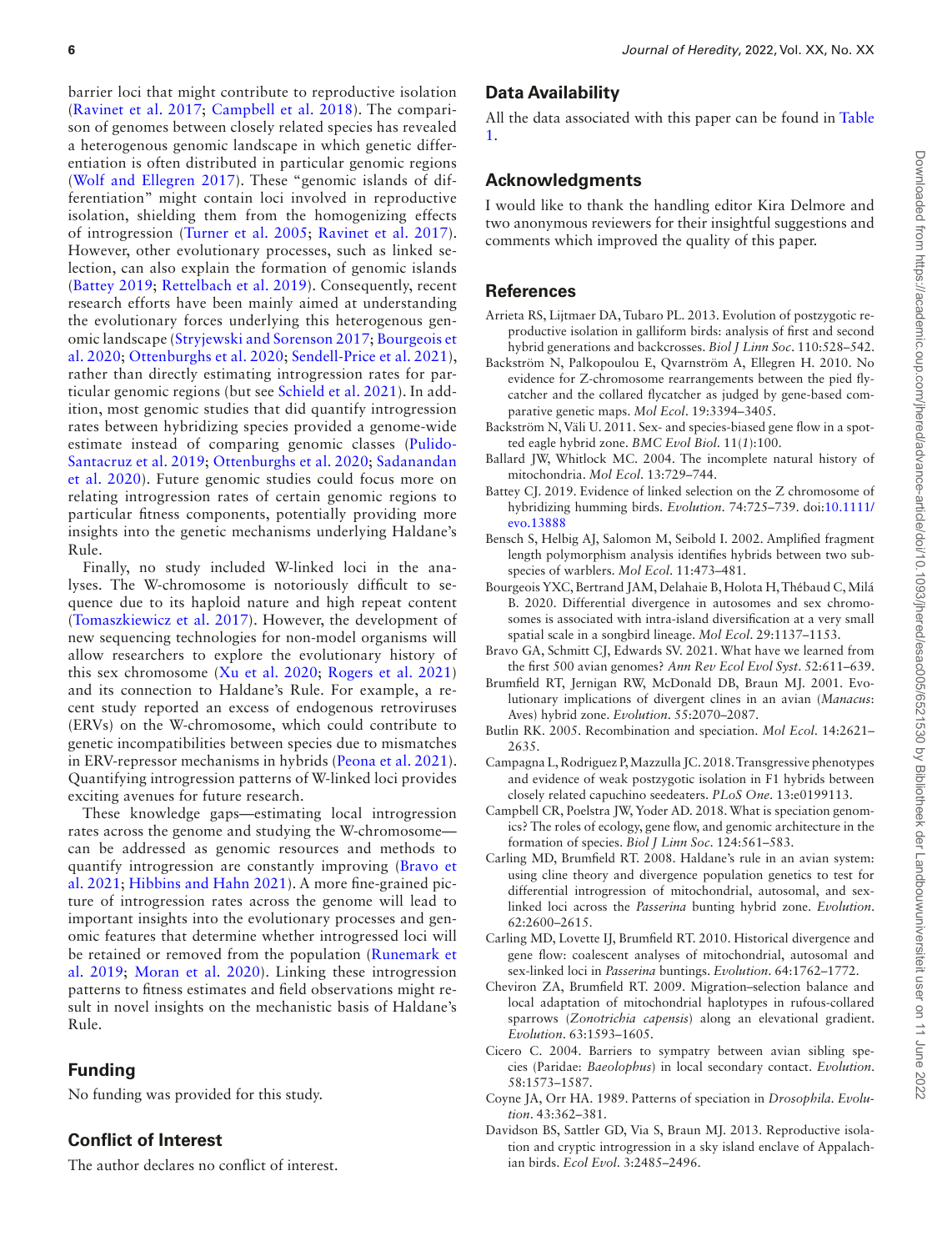barrier loci that might contribute to reproductive isolation (Ravinet et al. 2017; Campbell et al. 2018). The comparison of genomes between closely related species has revealed a heterogenous genomic landscape in which genetic differentiation is often distributed in particular genomic regions (Wolf and Ellegren 2017). These "genomic islands of differentiation" might contain loci involved in reproductive isolation, shielding them from the homogenizing effects of introgression (Turner et al. 2005; Ravinet et al. 2017). However, other evolutionary processes, such as linked selection, can also explain the formation of genomic islands (Battey 2019; Rettelbach et al. 2019). Consequently, recent research efforts have been mainly aimed at understanding the evolutionary forces underlying this heterogenous genomic landscape (Stryjewski and Sorenson 2017; Bourgeois et al. 2020; Ottenburghs et al. 2020; Sendell-Price et al. 2021), rather than directly estimating introgression rates for particular genomic regions (but see Schield et al. 2021). In addition, most genomic studies that did quantify introgression rates between hybridizing species provided a genome-wide estimate instead of comparing genomic classes (Pulido-Santacruz et al. 2019; Ottenburghs et al. 2020; Sadanandan et al. 2020). Future genomic studies could focus more on relating introgression rates of certain genomic regions to particular fitness components, potentially providing more insights into the genetic mechanisms underlying Haldane's Rule.

Finally, no study included W-linked loci in the analyses. The W-chromosome is notoriously difficult to sequence due to its haploid nature and high repeat content (Tomaszkiewicz et al. 2017). However, the development of new sequencing technologies for non-model organisms will allow researchers to explore the evolutionary history of this sex chromosome (Xu et al. 2020; Rogers et al. 2021) and its connection to Haldane's Rule. For example, a recent study reported an excess of endogenous retroviruses (ERVs) on the W-chromosome, which could contribute to genetic incompatibilities between species due to mismatches in ERV-repressor mechanisms in hybrids (Peona et al. 2021). Quantifying introgression patterns of W-linked loci provides exciting avenues for future research.

These knowledge gaps—estimating local introgression rates across the genome and studying the W-chromosome—can be addressed as genomic resources and methods to quantify introgression are constantly improving (Bravo et al. 2021; Hibbins and Hahn 2021). A more fine-grained picture of introgression rates across the genome will lead to important insights into the evolutionary processes and genomic features that determine whether introgressed loci will be retained or removed from the population (Runemark et al. 2019; Moran et al. 2020). Linking these introgression patterns to fitness estimates and field observations might result in novel insights on the mechanistic basis of Haldane's Rule.

## Funding

No funding was provided for this study.

## Conflict of Interest

The author declares no conflict of interest.

## Data Availability

All the data associated with this paper can be found in Table 1.

## Acknowledgments

I would like to thank the handling editor Kira Delmore and two anonymous reviewers for their insightful suggestions and comments which improved the quality of this paper.

## References

Arrieta RS, Lijtmaer DA, Tubaro PL. 2013. Evolution of postzygotic reproductive isolation in galliform birds: analysis of first and second hybrid generations and backcrosses. *Biol J Linn Soc*. 110:528–542.

Backström N, Palkopoulou E, Qvarnström A, Ellegren H. 2010. No evidence for Z-chromosome rearrangements between the pied flycatcher and the collared flycatcher as judged by gene-based comparative genetic maps. *Mol Ecol*. 19:3394–3405.

Backström N, Väli U. 2011. Sex- and species-biased gene flow in a spotted eagle hybrid zone. *BMC Evol Biol*. 11(*1*):100.

Ballard JW, Whitlock MC. 2004. The incomplete natural history of mitochondria. *Mol Ecol*. 13:729–744.

Battey CJ. 2019. Evidence of linked selection on the Z chromosome of hybridizing humming birds. *Evolution*. 74:725–739. doi:10.1111/evo.13888

Bensch S, Helbig AJ, Salomon M, Seibold I. 2002. Amplified fragment length polymorphism analysis identifies hybrids between two subspecies of warblers. *Mol Ecol*. 11:473–481.

Bourgeois YXC, Bertrand JAM, Delahaie B, Holota H, Thébaud C, Milá B. 2020. Differential divergence in autosomes and sex chromosomes is associated with intra-island diversification at a very small spatial scale in a songbird lineage. *Mol Ecol*. 29:1137–1153.

Bravo GA, Schmitt CJ, Edwards SV. 2021. What have we learned from the first 500 avian genomes? *Ann Rev Ecol Evol Syst*. 52:611–639.

Brumfield RT, Jernigan RW, McDonald DB, Braun MJ. 2001. Evolutionary implications of divergent clines in an avian (*Manacus*: Aves) hybrid zone. *Evolution*. 55:2070–2087.

Butlin RK. 2005. Recombination and speciation. *Mol Ecol*. 14:2621–2635.

Campagna L, Rodriguez P, Mazzulla JC. 2018. Transgressive phenotypes and evidence of weak postzygotic isolation in F1 hybrids between closely related capuchino seedeaters. *PLoS One*. 13:e0199113.

Campbell CR, Poelstra JW, Yoder AD. 2018. What is speciation genomics? The roles of ecology, gene flow, and genomic architecture in the formation of species. *Biol J Linn Soc*. 124:561–583.

Carling MD, Brumfield RT. 2008. Haldane's rule in an avian system: using cline theory and divergence population genetics to test for differential introgression of mitochondrial, autosomal, and sex-linked loci across the *Passerina* bunting hybrid zone. *Evolution*. 62:2600–2615.

Carling MD, Lovette IJ, Brumfield RT. 2010. Historical divergence and gene flow: coalescent analyses of mitochondrial, autosomal and sex-linked loci in *Passerina* buntings. *Evolution*. 64:1762–1772.

Cheviron ZA, Brumfield RT. 2009. Migration–selection balance and local adaptation of mitochondrial haplotypes in rufous-collared sparrows (*Zonotrichia capensis*) along an elevational gradient. *Evolution*. 63:1593–1605.

Cicero C. 2004. Barriers to sympatry between avian sibling species (Paridae: *Baeolophus*) in local secondary contact. *Evolution*. 58:1573–1587.

Coyne JA, Orr HA. 1989. Patterns of speciation in *Drosophila*. *Evolution*. 43:362–381.

Davidson BS, Sattler GD, Via S, Braun MJ. 2013. Reproductive isolation and cryptic introgression in a sky island enclave of Appalachian birds. *Ecol Evol*. 3:2485–2496.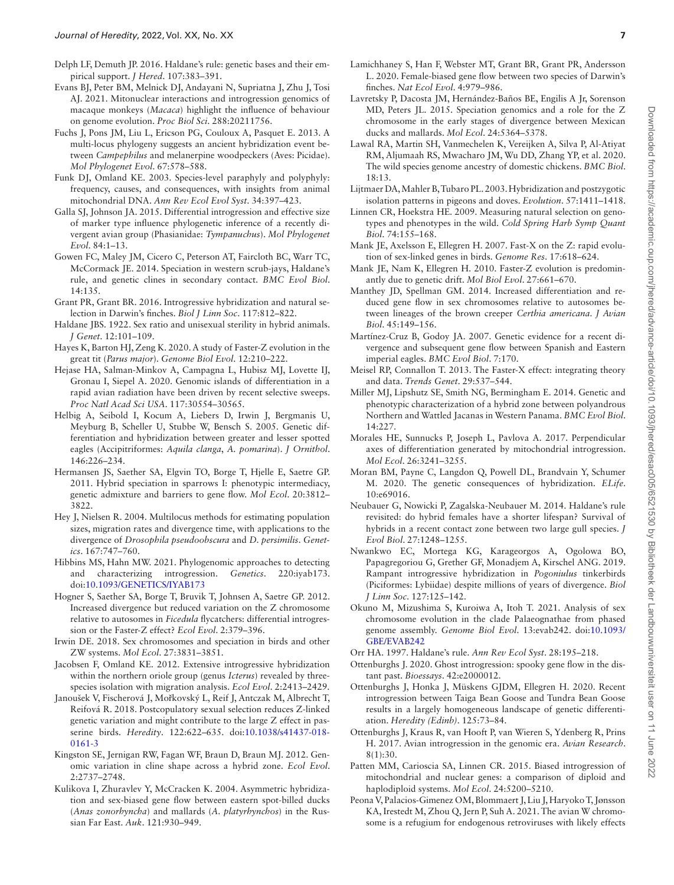Delph LF, Demuth JP. 2016. Haldane's rule: genetic bases and their empirical support. *J Hered*. 107:383–391.

Evans BJ, Peter BM, Melnick DJ, Andayani N, Supriatna J, Zhu J, Tosi AJ. 2021. Mitonuclear interactions and introgression genomics of macaque monkeys (*Macaca*) highlight the influence of behaviour on genome evolution. *Proc Biol Sci*. 288:20211756.

Fuchs J, Pons JM, Liu L, Ericson PG, Couloux A, Pasquet E. 2013. A multi-locus phylogeny suggests an ancient hybridization event between *Campephilus* and melanerpine woodpeckers (Aves: Picidae). *Mol Phylogenet Evol*. 67:578–588.

Funk DJ, Omland KE. 2003. Species-level paraphyly and polyphyly: frequency, causes, and consequences, with insights from animal mitochondrial DNA. *Ann Rev Ecol Evol Syst*. 34:397–423.

Galla SJ, Johnson JA. 2015. Differential introgression and effective size of marker type influence phylogenetic inference of a recently divergent avian group (Phasianidae: *Tympanuchus*). *Mol Phylogenet Evol*. 84:1–13.

Gowen FC, Maley JM, Cicero C, Peterson AT, Faircloth BC, Warr TC, McCormack JE. 2014. Speciation in western scrub-jays, Haldane's rule, and genetic clines in secondary contact. *BMC Evol Biol*. 14:135.

Grant PR, Grant BR. 2016. Introgressive hybridization and natural selection in Darwin's finches. *Biol J Linn Soc*. 117:812–822.

Haldane JBS. 1922. Sex ratio and unisexual sterility in hybrid animals. *J Genet*. 12:101–109.

Hayes K, Barton HJ, Zeng K. 2020. A study of Faster-Z evolution in the great tit (*Parus major*). *Genome Biol Evol*. 12:210–222.

Hejase HA, Salman-Minkov A, Campagna L, Hubisz MJ, Lovette IJ, Gronau I, Siepel A. 2020. Genomic islands of differentiation in a rapid avian radiation have been driven by recent selective sweeps. *Proc Natl Acad Sci USA*. 117:30554–30565.

Helbig A, Seibold I, Kocum A, Liebers D, Irwin J, Bergmanis U, Meyburg B, Scheller U, Stubbe W, Bensch S. 2005. Genetic differentiation and hybridization between greater and lesser spotted eagles (Accipitriformes: *Aquila clanga*, *A. pomarina*). *J Ornithol*. 146:226–234.

Hermansen JS, Saether SA, Elgvin TO, Borge T, Hjelle E, Saetre GP. 2011. Hybrid speciation in sparrows I: phenotypic intermediacy, genetic admixture and barriers to gene flow. *Mol Ecol*. 20:3812–3822.

Hey J, Nielsen R. 2004. Multilocus methods for estimating population sizes, migration rates and divergence time, with applications to the divergence of *Drosophila pseudoobscura* and *D. persimilis*. *Genetics*. 167:747–760.

Hibbins MS, Hahn MW. 2021. Phylogenomic approaches to detecting and characterizing introgression. *Genetics*. 220:iyab173. doi:10.1093/GENETICS/IYAB173

Hogner S, Saether SA, Borge T, Bruvik T, Johnsen A, Saetre GP. 2012. Increased divergence but reduced variation on the Z chromosome relative to autosomes in *Ficedula* flycatchers: differential introgression or the Faster-Z effect? *Ecol Evol*. 2:379–396.

Irwin DE. 2018. Sex chromosomes and speciation in birds and other ZW systems. *Mol Ecol*. 27:3831–3851.

Jacobsen F, Omland KE. 2012. Extensive introgressive hybridization within the northern oriole group (genus *Icterus*) revealed by three-species isolation with migration analysis. *Ecol Evol*. 2:2413–2429.

Janoušek V, Fischerová J, Mořkovský L, Reif J, Antczak M, Albrecht T, Reifová R. 2018. Postcopulatory sexual selection reduces Z-linked genetic variation and might contribute to the large Z effect in passerine birds. *Heredity*. 122:622–635. doi:10.1038/s41437-018-0161-3

Kingston SE, Jernigan RW, Fagan WF, Braun D, Braun MJ. 2012. Genomic variation in cline shape across a hybrid zone. *Ecol Evol*. 2:2737–2748.

Kulikova I, Zhuravlev Y, McCracken K. 2004. Asymmetric hybridization and sex-biased gene flow between eastern spot-billed ducks (*Anas zonorhyncha*) and mallards (*A. platyrhynchos*) in the Russian Far East. *Auk*. 121:930–949.

Lamichhaney S, Han F, Webster MT, Grant BR, Grant PR, Andersson L. 2020. Female-biased gene flow between two species of Darwin's finches. *Nat Ecol Evol*. 4:979–986.

Lavretsky P, Dacosta JM, Hernández-Baños BE, Engilis A Jr, Sorenson MD, Peters JL. 2015. Speciation genomics and a role for the Z chromosome in the early stages of divergence between Mexican ducks and mallards. *Mol Ecol*. 24:5364–5378.

Lawal RA, Martin SH, Vanmechelen K, Vereijken A, Silva P, Al-Atiyat RM, Aljumaah RS, Mwacharo JM, Wu DD, Zhang YP, et al. 2020. The wild species genome ancestry of domestic chickens. *BMC Biol*. 18:13.

Lijtmaer DA, Mahler B, Tubaro PL. 2003. Hybridization and postzygotic isolation patterns in pigeons and doves. *Evolution*. 57:1411–1418.

Linnen CR, Hoekstra HE. 2009. Measuring natural selection on genotypes and phenotypes in the wild. *Cold Spring Harb Symp Quant Biol*. 74:155–168.

Mank JE, Axelsson E, Ellegren H. 2007. Fast-X on the Z: rapid evolution of sex-linked genes in birds. *Genome Res*. 17:618–624.

Mank JE, Nam K, Ellegren H. 2010. Faster-Z evolution is predominantly due to genetic drift. *Mol Biol Evol*. 27:661–670.

Manthey JD, Spellman GM. 2014. Increased differentiation and reduced gene flow in sex chromosomes relative to autosomes between lineages of the brown creeper *Certhia americana*. *J Avian Biol*. 45:149–156.

Martínez-Cruz B, Godoy JA. 2007. Genetic evidence for a recent divergence and subsequent gene flow between Spanish and Eastern imperial eagles. *BMC Evol Biol*. 7:170.

Meisel RP, Connallon T. 2013. The Faster-X effect: integrating theory and data. *Trends Genet*. 29:537–544.

Miller MJ, Lipshutz SE, Smith NG, Bermingham E. 2014. Genetic and phenotypic characterization of a hybrid zone between polyandrous Northern and Wattled Jacanas in Western Panama. *BMC Evol Biol*. 14:227.

Morales HE, Sunnucks P, Joseph L, Pavlova A. 2017. Perpendicular axes of differentiation generated by mitochondrial introgression. *Mol Ecol*. 26:3241–3255.

Moran BM, Payne C, Langdon Q, Powell DL, Brandvain Y, Schumer M. 2020. The genetic consequences of hybridization. *ELife*. 10:e69016.

Neubauer G, Nowicki P, Zagalska-Neubauer M. 2014. Haldane's rule revisited: do hybrid females have a shorter lifespan? Survival of hybrids in a recent contact zone between two large gull species. *J Evol Biol*. 27:1248–1255.

Nwankwo EC, Mortega KG, Karageorgos A, Ogolowa BO, Papagregoriou G, Grether GF, Monadjem A, Kirschel ANG. 2019. Rampant introgressive hybridization in *Pogoniulus* tinkerbirds (Piciformes: Lybiidae) despite millions of years of divergence. *Biol J Linn Soc*. 127:125–142.

Okuno M, Mizushima S, Kuroiwa A, Itoh T. 2021. Analysis of sex chromosome evolution in the clade Palaeognathae from phased genome assembly. *Genome Biol Evol*. 13:evab242. doi:10.1093/GBE/EVAB242

Orr HA. 1997. Haldane's rule. *Ann Rev Ecol Syst*. 28:195–218.

Ottenburghs J. 2020. Ghost introgression: spooky gene flow in the distant past. *Bioessays*. 42:e2000012.

Ottenburghs J, Honka J, Müskens GJDM, Ellegren H. 2020. Recent introgression between Taiga Bean Goose and Tundra Bean Goose results in a largely homogeneous landscape of genetic differentiation. *Heredity (Edinb)*. 125:73–84.

Ottenburghs J, Kraus R, van Hooft P, van Wieren S, Ydenberg R, Prins H. 2017. Avian introgression in the genomic era. *Avian Research*. 8(1):30.

Patten MM, Carioscia SA, Linnen CR. 2015. Biased introgression of mitochondrial and nuclear genes: a comparison of diploid and haplodiploid systems. *Mol Ecol*. 24:5200–5210.

Peona V, Palacios-Gimenez OM, Blommaert J, Liu J, Haryoko T, Jønsson KA, Irestedt M, Zhou Q, Jern P, Suh A. 2021. The avian W chromosome is a refugium for endogenous retroviruses with likely effects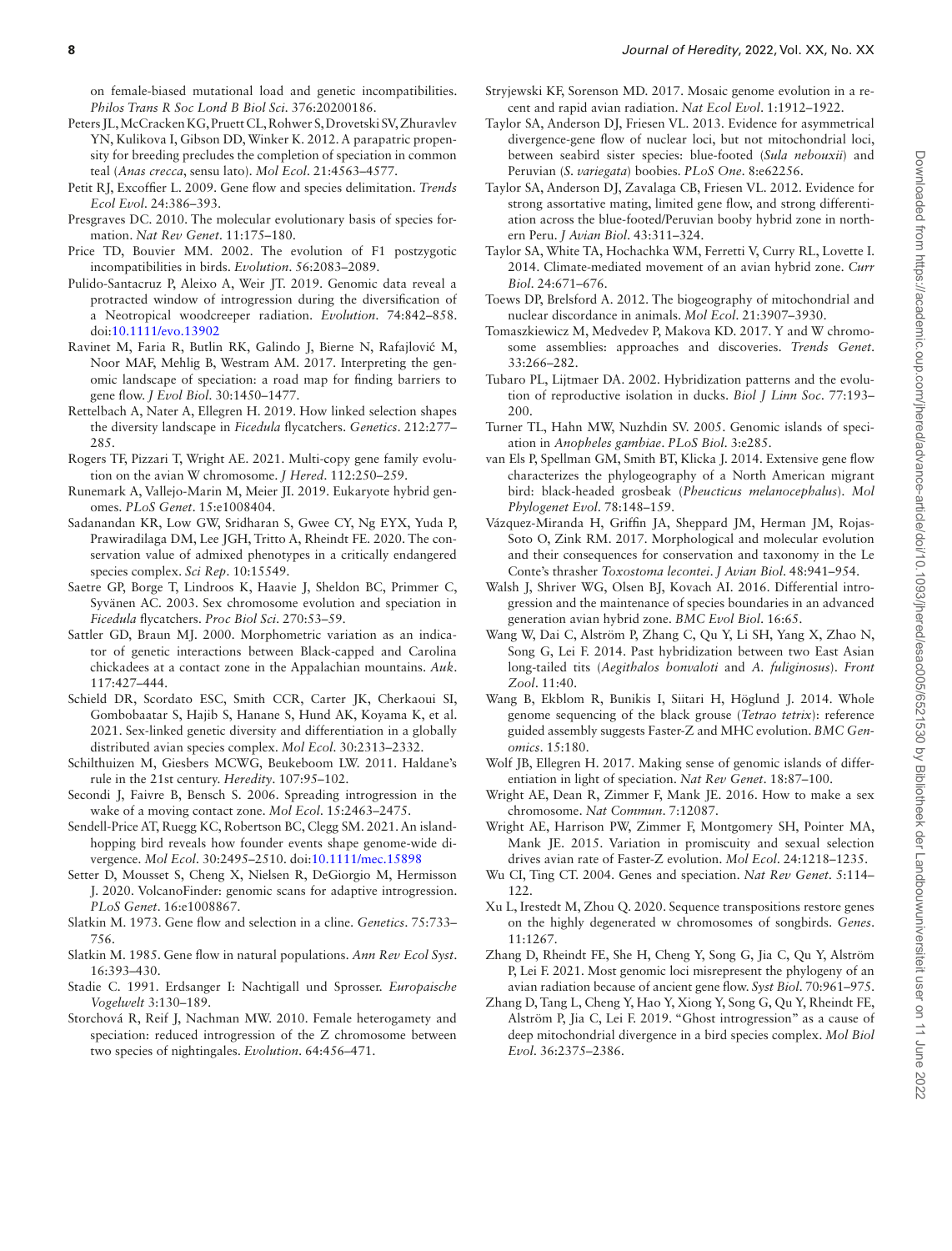on female-biased mutational load and genetic incompatibilities. *Philos Trans R Soc Lond B Biol Sci*. 376:20200186.

Peters JL, McCracken KG, Pruett CL, Rohwer S, Drovetski SV, Zhuravlev YN, Kulikova I, Gibson DD, Winker K. 2012. A parapatric propensity for breeding precludes the completion of speciation in common teal (*Anas crecca*, sensu lato). *Mol Ecol*. 21:4563–4577.

Petit RJ, Excoffier L. 2009. Gene flow and species delimitation. *Trends Ecol Evol*. 24:386–393.

Presgraves DC. 2010. The molecular evolutionary basis of species formation. *Nat Rev Genet*. 11:175–180.

Price TD, Bouvier MM. 2002. The evolution of F1 postzygotic incompatibilities in birds. *Evolution*. 56:2083–2089.

Pulido-Santacruz P, Aleixo A, Weir JT. 2019. Genomic data reveal a protracted window of introgression during the diversification of a Neotropical woodcreeper radiation. *Evolution*. 74:842–858. doi:10.1111/evo.13902

Ravinet M, Faria R, Butlin RK, Galindo J, Bierne N, Rafajlović M, Noor MAF, Mehlig B, Westram AM. 2017. Interpreting the genomic landscape of speciation: a road map for finding barriers to gene flow. *J Evol Biol*. 30:1450–1477.

Rettelbach A, Nater A, Ellegren H. 2019. How linked selection shapes the diversity landscape in *Ficedula* flycatchers. *Genetics*. 212:277–285.

Rogers TF, Pizzari T, Wright AE. 2021. Multi-copy gene family evolution on the avian W chromosome. *J Hered*. 112:250–259.

Runemark A, Vallejo-Marin M, Meier JI. 2019. Eukaryote hybrid genomes. *PLoS Genet*. 15:e1008404.

Sadanandan KR, Low GW, Sridharan S, Gwee CY, Ng EYX, Yuda P, Prawiradilaga DM, Lee JGH, Tritto A, Rheindt FE. 2020. The conservation value of admixed phenotypes in a critically endangered species complex. *Sci Rep*. 10:15549.

Saetre GP, Borge T, Lindroos K, Haavie J, Sheldon BC, Primmer C, Syvänen AC. 2003. Sex chromosome evolution and speciation in *Ficedula* flycatchers. *Proc Biol Sci*. 270:53–59.

Sattler GD, Braun MJ. 2000. Morphometric variation as an indicator of genetic interactions between Black-capped and Carolina chickadees at a contact zone in the Appalachian mountains. *Auk*. 117:427–444.

Schield DR, Scordato ESC, Smith CCR, Carter JK, Cherkaoui SI, Gombobaatar S, Hajib S, Hanane S, Hund AK, Koyama K, et al. 2021. Sex-linked genetic diversity and differentiation in a globally distributed avian species complex. *Mol Ecol*. 30:2313–2332.

Schilthuizen M, Giesbers MCWG, Beukeboom LW. 2011. Haldane's rule in the 21st century. *Heredity*. 107:95–102.

Secondi J, Faivre B, Bensch S. 2006. Spreading introgression in the wake of a moving contact zone. *Mol Ecol*. 15:2463–2475.

Sendell-Price AT, Ruegg KC, Robertson BC, Clegg SM. 2021. An island-hopping bird reveals how founder events shape genome-wide divergence. *Mol Ecol*. 30:2495–2510. doi:10.1111/mec.15898

Setter D, Mousset S, Cheng X, Nielsen R, DeGiorgio M, Hermisson J. 2020. VolcanoFinder: genomic scans for adaptive introgression. *PLoS Genet*. 16:e1008867.

Slatkin M. 1973. Gene flow and selection in a cline. *Genetics*. 75:733–756.

Slatkin M. 1985. Gene flow in natural populations. *Ann Rev Ecol Syst*. 16:393–430.

Stadie C. 1991. Erdsanger I: Nachtigall und Sprosser. *Europaische Vogelwelt* 3:130–189.

Storchová R, Reif J, Nachman MW. 2010. Female heterogamety and speciation: reduced introgression of the Z chromosome between two species of nightingales. *Evolution*. 64:456–471.

Stryjewski KF, Sorenson MD. 2017. Mosaic genome evolution in a recent and rapid avian radiation. *Nat Ecol Evol*. 1:1912–1922.

Taylor SA, Anderson DJ, Friesen VL. 2013. Evidence for asymmetrical divergence-gene flow of nuclear loci, but not mitochondrial loci, between seabird sister species: blue-footed (*Sula nebouxii*) and Peruvian (*S. variegata*) boobies. *PLoS One*. 8:e62256.

Taylor SA, Anderson DJ, Zavalaga CB, Friesen VL. 2012. Evidence for strong assortative mating, limited gene flow, and strong differentiation across the blue-footed/Peruvian booby hybrid zone in northern Peru. *J Avian Biol*. 43:311–324.

Taylor SA, White TA, Hochachka WM, Ferretti V, Curry RL, Lovette I. 2014. Climate-mediated movement of an avian hybrid zone. *Curr Biol*. 24:671–676.

Toews DP, Brelsford A. 2012. The biogeography of mitochondrial and nuclear discordance in animals. *Mol Ecol*. 21:3907–3930.

Tomaszkiewicz M, Medvedev P, Makova KD. 2017. Y and W chromosome assemblies: approaches and discoveries. *Trends Genet*. 33:266–282.

Tubaro PL, Lijtmaer DA. 2002. Hybridization patterns and the evolution of reproductive isolation in ducks. *Biol J Linn Soc*. 77:193–200.

Turner TL, Hahn MW, Nuzhdin SV. 2005. Genomic islands of speciation in *Anopheles gambiae*. *PLoS Biol*. 3:e285.

van Els P, Spellman GM, Smith BT, Klicka J. 2014. Extensive gene flow characterizes the phylogeography of a North American migrant bird: black-headed grosbeak (*Pheucticus melanocephalus*). *Mol Phylogenet Evol*. 78:148–159.

Vázquez-Miranda H, Griffin JA, Sheppard JM, Herman JM, Rojas-Soto O, Zink RM. 2017. Morphological and molecular evolution and their consequences for conservation and taxonomy in the Le Conte's thrasher *Toxostoma lecontei*. *J Avian Biol*. 48:941–954.

Walsh J, Shriver WG, Olsen BJ, Kovach AI. 2016. Differential introgression and the maintenance of species boundaries in an advanced generation avian hybrid zone. *BMC Evol Biol*. 16:65.

Wang W, Dai C, Alström P, Zhang C, Qu Y, Li SH, Yang X, Zhao N, Song G, Lei F. 2014. Past hybridization between two East Asian long-tailed tits (*Aegithalos bonvaloti* and *A. fuliginosus*). *Front Zool*. 11:40.

Wang B, Ekblom R, Bunikis I, Siitari H, Höglund J. 2014. Whole genome sequencing of the black grouse (*Tetrao tetrix*): reference guided assembly suggests Faster-Z and MHC evolution. *BMC Genomics*. 15:180.

Wolf JB, Ellegren H. 2017. Making sense of genomic islands of differentiation in light of speciation. *Nat Rev Genet*. 18:87–100.

Wright AE, Dean R, Zimmer F, Mank JE. 2016. How to make a sex chromosome. *Nat Commun*. 7:12087.

Wright AE, Harrison PW, Zimmer F, Montgomery SH, Pointer MA, Mank JE. 2015. Variation in promiscuity and sexual selection drives avian rate of Faster-Z evolution. *Mol Ecol*. 24:1218–1235.

Wu CI, Ting CT. 2004. Genes and speciation. *Nat Rev Genet*. 5:114–122.

Xu L, Irestedt M, Zhou Q. 2020. Sequence transpositions restore genes on the highly degenerated w chromosomes of songbirds. *Genes*. 11:1267.

Zhang D, Rheindt FE, She H, Cheng Y, Song G, Jia C, Qu Y, Alström P, Lei F. 2021. Most genomic loci misrepresent the phylogeny of an avian radiation because of ancient gene flow. *Syst Biol*. 70:961–975.

Zhang D, Tang L, Cheng Y, Hao Y, Xiong Y, Song G, Qu Y, Rheindt FE, Alström P, Jia C, Lei F. 2019. "Ghost introgression" as a cause of deep mitochondrial divergence in a bird species complex. *Mol Biol Evol*. 36:2375–2386.